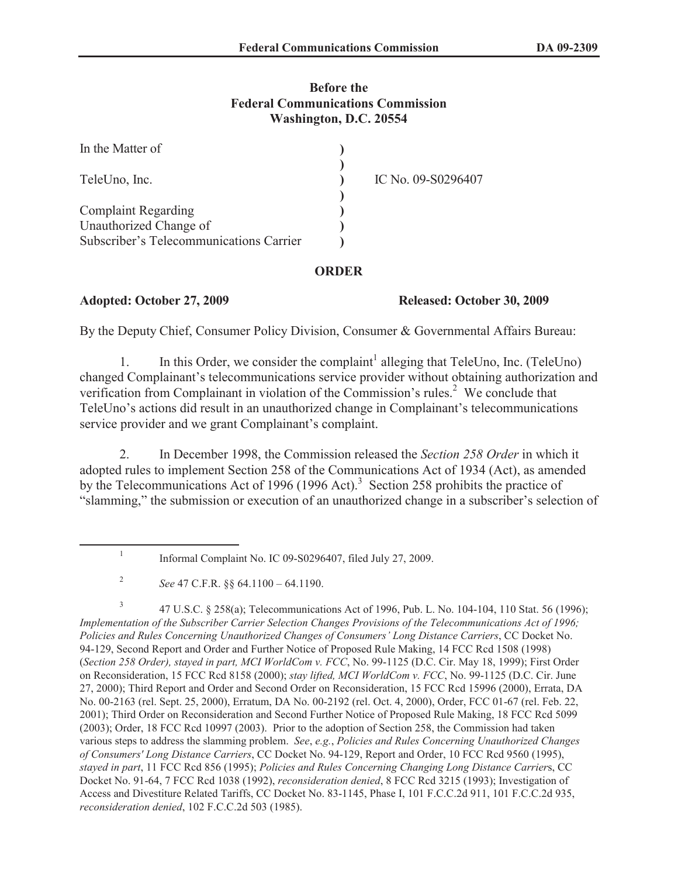**Before the**
**Federal Communications Commission**
**Washington, D.C. 20554**

| | | |
|---|---|---|
| In the Matter of | ) | |
| | ) | |
| TeleUno, Inc. | ) | IC No. 09-S0296407 |
| | ) | |
| Complaint Regarding | ) | |
| Unauthorized Change of | ) | |
| Subscriber's Telecommunications Carrier | ) | |

**ORDER**

**Adopted: October 27, 2009** **Released: October 30, 2009**

By the Deputy Chief, Consumer Policy Division, Consumer & Governmental Affairs Bureau:

1. In this Order, we consider the complaint[1] alleging that TeleUno, Inc. (TeleUno) changed Complainant's telecommunications service provider without obtaining authorization and verification from Complainant in violation of the Commission's rules.[2] We conclude that TeleUno's actions did result in an unauthorized change in Complainant's telecommunications service provider and we grant Complainant's complaint.

2. In December 1998, the Commission released the *Section 258 Order* in which it adopted rules to implement Section 258 of the Communications Act of 1934 (Act), as amended by the Telecommunications Act of 1996 (1996 Act).[3] Section 258 prohibits the practice of "slamming," the submission or execution of an unauthorized change in a subscriber's selection of

---

[1] Informal Complaint No. IC 09-S0296407, filed July 27, 2009.

[2] *See* 47 C.F.R. §§ 64.1100 – 64.1190.

[3] 47 U.S.C. § 258(a); Telecommunications Act of 1996, Pub. L. No. 104-104, 110 Stat. 56 (1996); *Implementation of the Subscriber Carrier Selection Changes Provisions of the Telecommunications Act of 1996; Policies and Rules Concerning Unauthorized Changes of Consumers' Long Distance Carriers*, CC Docket No. 94-129, Second Report and Order and Further Notice of Proposed Rule Making, 14 FCC Rcd 1508 (1998) (*Section 258 Order), stayed in part, MCI WorldCom v. FCC*, No. 99-1125 (D.C. Cir. May 18, 1999); First Order on Reconsideration, 15 FCC Rcd 8158 (2000); *stay lifted, MCI WorldCom v. FCC*, No. 99-1125 (D.C. Cir. June 27, 2000); Third Report and Order and Second Order on Reconsideration, 15 FCC Rcd 15996 (2000), Errata, DA No. 00-2163 (rel. Sept. 25, 2000), Erratum, DA No. 00-2192 (rel. Oct. 4, 2000), Order, FCC 01-67 (rel. Feb. 22, 2001); Third Order on Reconsideration and Second Further Notice of Proposed Rule Making, 18 FCC Rcd 5099 (2003); Order, 18 FCC Rcd 10997 (2003). Prior to the adoption of Section 258, the Commission had taken various steps to address the slamming problem. *See*, *e.g.*, *Policies and Rules Concerning Unauthorized Changes of Consumers' Long Distance Carriers*, CC Docket No. 94-129, Report and Order, 10 FCC Rcd 9560 (1995), *stayed in part*, 11 FCC Rcd 856 (1995); *Policies and Rules Concerning Changing Long Distance Carrier*s, CC Docket No. 91-64, 7 FCC Rcd 1038 (1992), *reconsideration denied*, 8 FCC Rcd 3215 (1993); Investigation of Access and Divestiture Related Tariffs, CC Docket No. 83-1145, Phase I, 101 F.C.C.2d 911, 101 F.C.C.2d 935, *reconsideration denied*, 102 F.C.C.2d 503 (1985).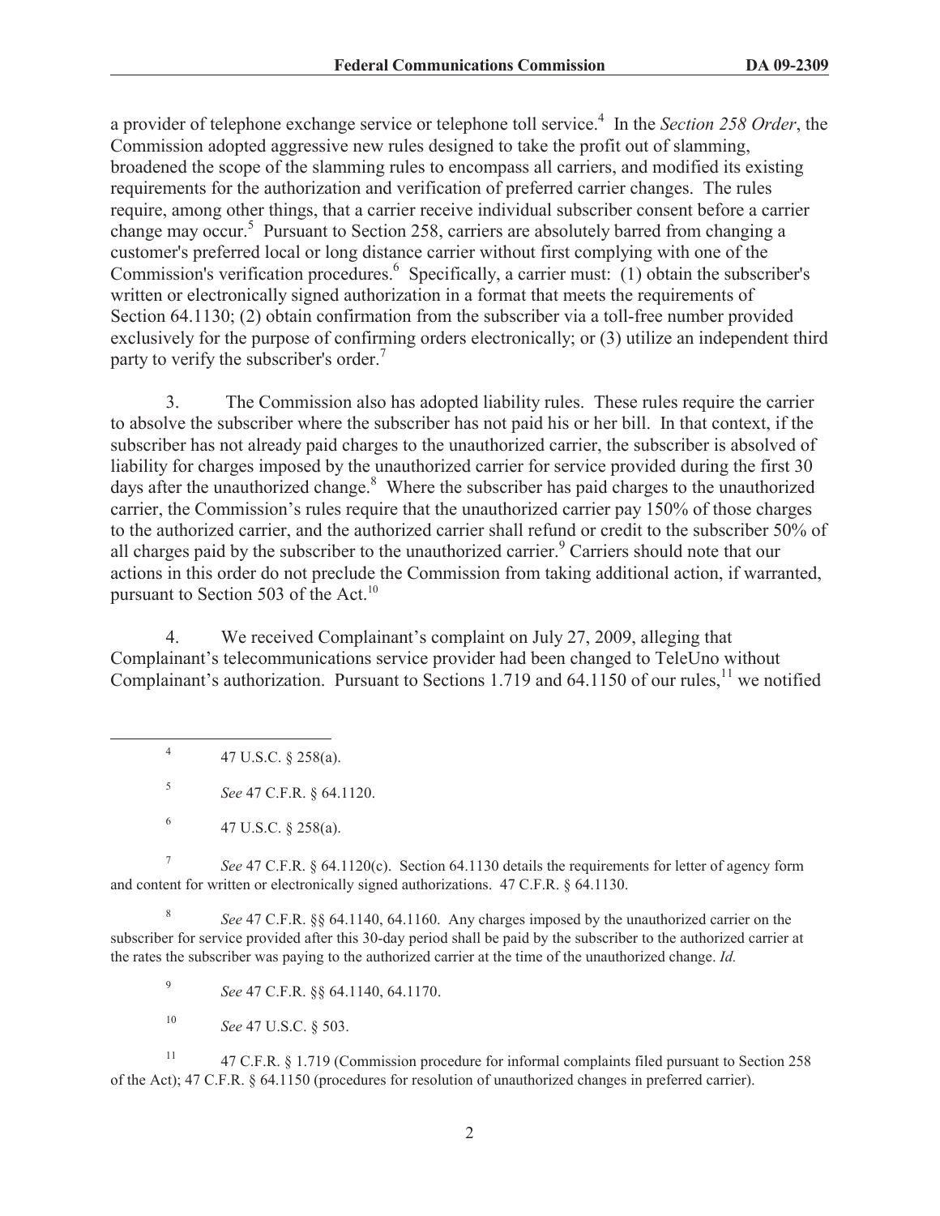a provider of telephone exchange service or telephone toll service.[4] In the *Section 258 Order*, the Commission adopted aggressive new rules designed to take the profit out of slamming, broadened the scope of the slamming rules to encompass all carriers, and modified its existing requirements for the authorization and verification of preferred carrier changes. The rules require, among other things, that a carrier receive individual subscriber consent before a carrier change may occur.[5] Pursuant to Section 258, carriers are absolutely barred from changing a customer's preferred local or long distance carrier without first complying with one of the Commission's verification procedures.[6] Specifically, a carrier must: (1) obtain the subscriber's written or electronically signed authorization in a format that meets the requirements of Section 64.1130; (2) obtain confirmation from the subscriber via a toll-free number provided exclusively for the purpose of confirming orders electronically; or (3) utilize an independent third party to verify the subscriber's order.[7]

3. The Commission also has adopted liability rules. These rules require the carrier to absolve the subscriber where the subscriber has not paid his or her bill. In that context, if the subscriber has not already paid charges to the unauthorized carrier, the subscriber is absolved of liability for charges imposed by the unauthorized carrier for service provided during the first 30 days after the unauthorized change.[8] Where the subscriber has paid charges to the unauthorized carrier, the Commission's rules require that the unauthorized carrier pay 150% of those charges to the authorized carrier, and the authorized carrier shall refund or credit to the subscriber 50% of all charges paid by the subscriber to the unauthorized carrier.[9] Carriers should note that our actions in this order do not preclude the Commission from taking additional action, if warranted, pursuant to Section 503 of the Act.[10]

4. We received Complainant's complaint on July 27, 2009, alleging that Complainant's telecommunications service provider had been changed to TeleUno without Complainant's authorization. Pursuant to Sections 1.719 and 64.1150 of our rules,[11] we notified

---

[4] 47 U.S.C. § 258(a).

[5] *See* 47 C.F.R. § 64.1120.

[6] 47 U.S.C. § 258(a).

[7] *See* 47 C.F.R. § 64.1120(c). Section 64.1130 details the requirements for letter of agency form and content for written or electronically signed authorizations. 47 C.F.R. § 64.1130.

[8] *See* 47 C.F.R. §§ 64.1140, 64.1160. Any charges imposed by the unauthorized carrier on the subscriber for service provided after this 30-day period shall be paid by the subscriber to the authorized carrier at the rates the subscriber was paying to the authorized carrier at the time of the unauthorized change. *Id.*

[9] *See* 47 C.F.R. §§ 64.1140, 64.1170.

[10] *See* 47 U.S.C. § 503.

[11] 47 C.F.R. § 1.719 (Commission procedure for informal complaints filed pursuant to Section 258 of the Act); 47 C.F.R. § 64.1150 (procedures for resolution of unauthorized changes in preferred carrier).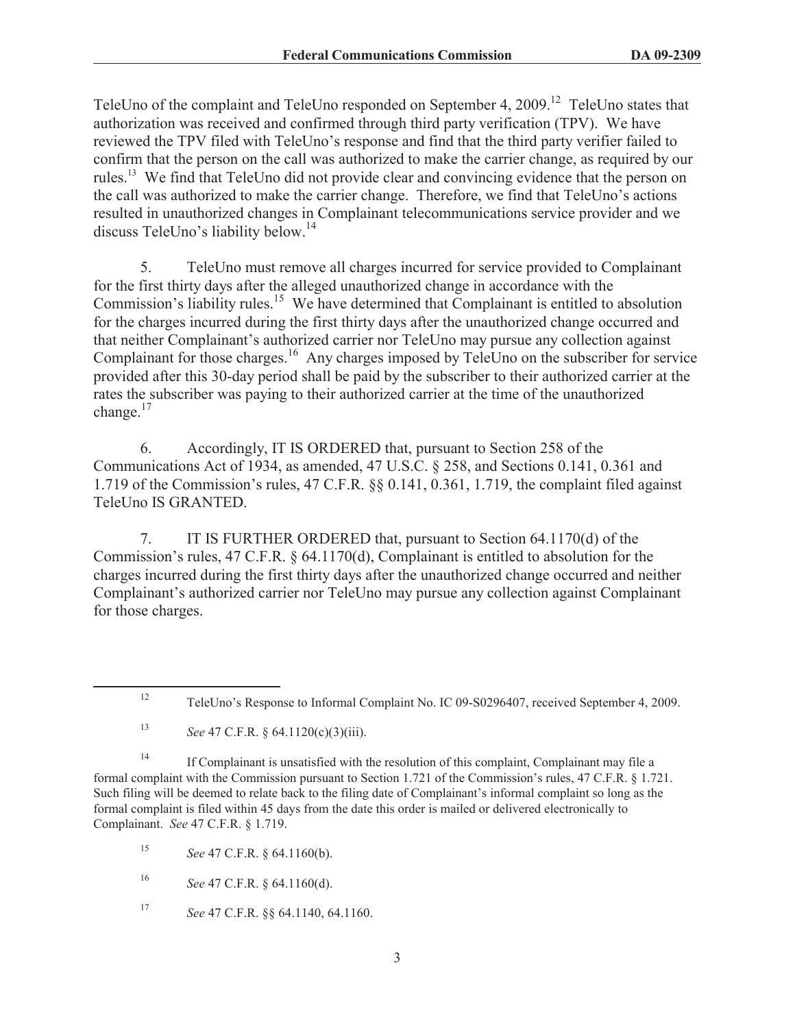TeleUno of the complaint and TeleUno responded on September 4, 2009.[12] TeleUno states that authorization was received and confirmed through third party verification (TPV). We have reviewed the TPV filed with TeleUno's response and find that the third party verifier failed to confirm that the person on the call was authorized to make the carrier change, as required by our rules.[13] We find that TeleUno did not provide clear and convincing evidence that the person on the call was authorized to make the carrier change. Therefore, we find that TeleUno's actions resulted in unauthorized changes in Complainant telecommunications service provider and we discuss TeleUno's liability below.[14]

5. TeleUno must remove all charges incurred for service provided to Complainant for the first thirty days after the alleged unauthorized change in accordance with the Commission's liability rules.[15] We have determined that Complainant is entitled to absolution for the charges incurred during the first thirty days after the unauthorized change occurred and that neither Complainant's authorized carrier nor TeleUno may pursue any collection against Complainant for those charges.[16] Any charges imposed by TeleUno on the subscriber for service provided after this 30-day period shall be paid by the subscriber to their authorized carrier at the rates the subscriber was paying to their authorized carrier at the time of the unauthorized change.[17]

6. Accordingly, IT IS ORDERED that, pursuant to Section 258 of the Communications Act of 1934, as amended, 47 U.S.C. § 258, and Sections 0.141, 0.361 and 1.719 of the Commission's rules, 47 C.F.R. §§ 0.141, 0.361, 1.719, the complaint filed against TeleUno IS GRANTED.

7. IT IS FURTHER ORDERED that, pursuant to Section 64.1170(d) of the Commission's rules, 47 C.F.R. § 64.1170(d), Complainant is entitled to absolution for the charges incurred during the first thirty days after the unauthorized change occurred and neither Complainant's authorized carrier nor TeleUno may pursue any collection against Complainant for those charges.

---

[12] TeleUno's Response to Informal Complaint No. IC 09-S0296407, received September 4, 2009.

[13] *See* 47 C.F.R. § 64.1120(c)(3)(iii).

[14] If Complainant is unsatisfied with the resolution of this complaint, Complainant may file a formal complaint with the Commission pursuant to Section 1.721 of the Commission's rules, 47 C.F.R. § 1.721. Such filing will be deemed to relate back to the filing date of Complainant's informal complaint so long as the formal complaint is filed within 45 days from the date this order is mailed or delivered electronically to Complainant. *See* 47 C.F.R. § 1.719.

[15] *See* 47 C.F.R. § 64.1160(b).

[16] *See* 47 C.F.R. § 64.1160(d).

[17] *See* 47 C.F.R. §§ 64.1140, 64.1160.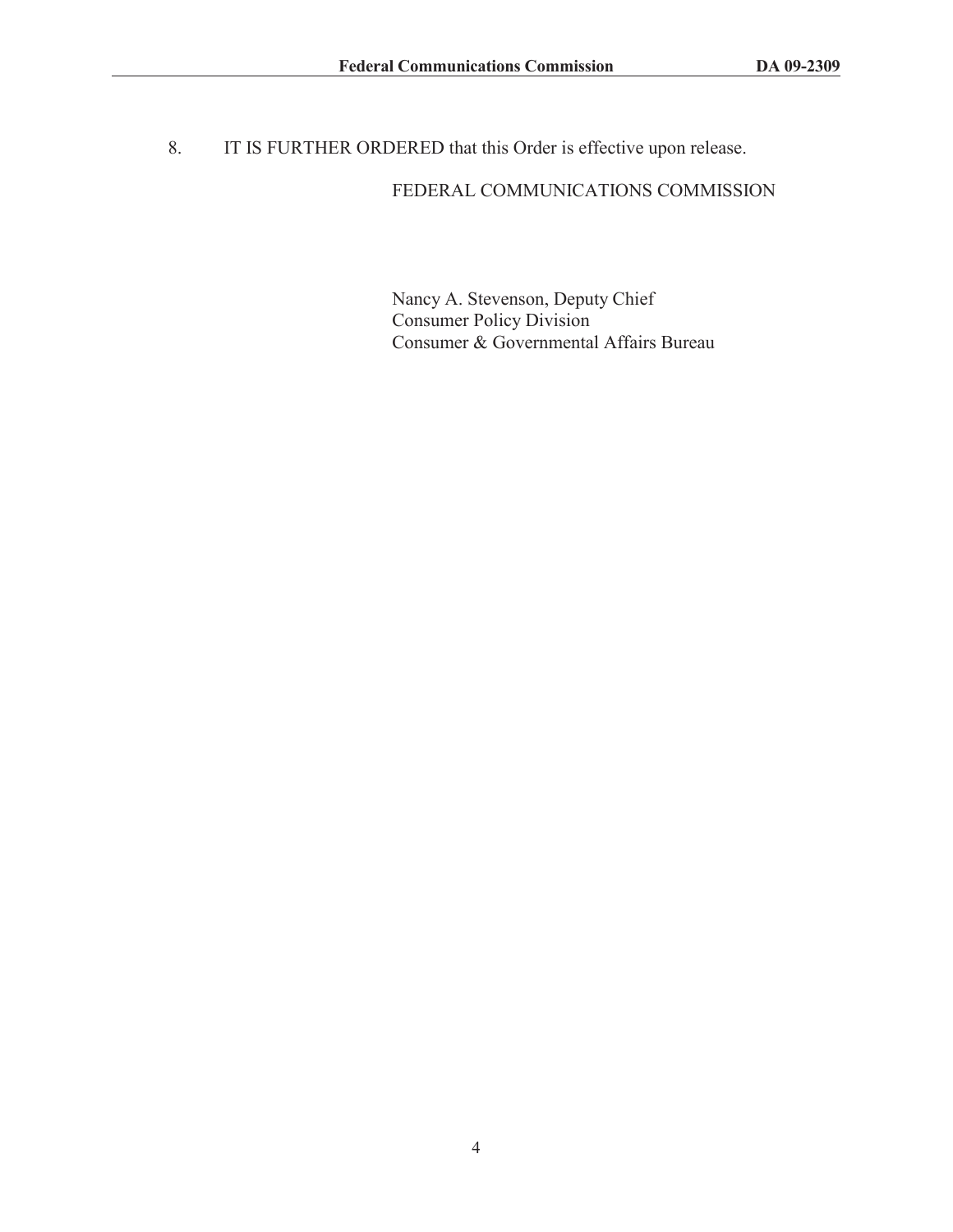8. IT IS FURTHER ORDERED that this Order is effective upon release.

FEDERAL COMMUNICATIONS COMMISSION

Nancy A. Stevenson, Deputy Chief
Consumer Policy Division
Consumer & Governmental Affairs Bureau